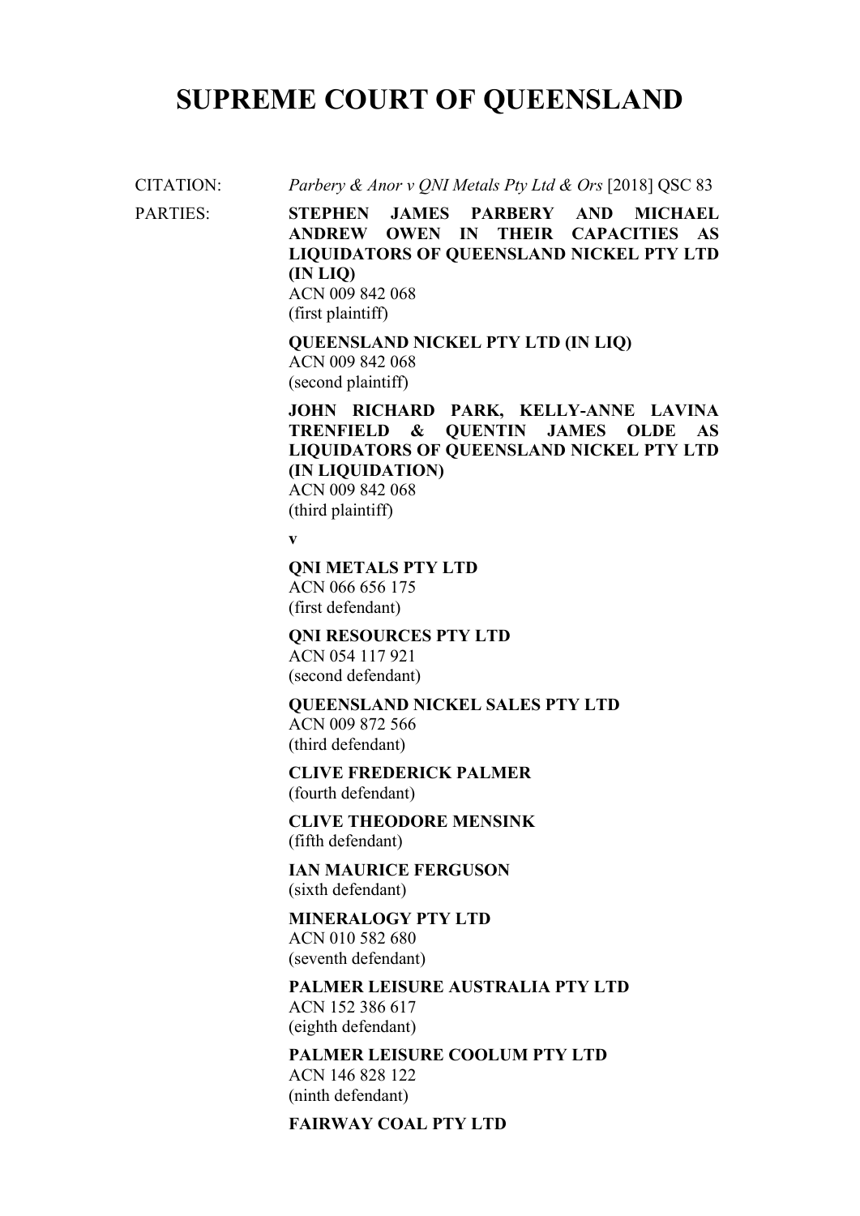# SUPREME COURT OF QUEENSLAND

CITATION: *Parbery & Anor v QNI Metals Pty Ltd & Ors* [2018] QSC 83

PARTIES:

**STEPHEN JAMES PARBERY AND MICHAEL ANDREW OWEN IN THEIR CAPACITIES AS LIQUIDATORS OF QUEENSLAND NICKEL PTY LTD (IN LIQ)**
ACN 009 842 068
(first plaintiff)

**QUEENSLAND NICKEL PTY LTD (IN LIQ)**
ACN 009 842 068
(second plaintiff)

**JOHN RICHARD PARK, KELLY-ANNE LAVINA TRENFIELD & QUENTIN JAMES OLDE AS LIQUIDATORS OF QUEENSLAND NICKEL PTY LTD (IN LIQUIDATION)**
ACN 009 842 068
(third plaintiff)

**v**

**QNI METALS PTY LTD**
ACN 066 656 175
(first defendant)

**QNI RESOURCES PTY LTD**
ACN 054 117 921
(second defendant)

**QUEENSLAND NICKEL SALES PTY LTD**
ACN 009 872 566
(third defendant)

**CLIVE FREDERICK PALMER**
(fourth defendant)

**CLIVE THEODORE MENSINK**
(fifth defendant)

**IAN MAURICE FERGUSON**
(sixth defendant)

**MINERALOGY PTY LTD**
ACN 010 582 680
(seventh defendant)

**PALMER LEISURE AUSTRALIA PTY LTD**
ACN 152 386 617
(eighth defendant)

**PALMER LEISURE COOLUM PTY LTD**
ACN 146 828 122
(ninth defendant)

**FAIRWAY COAL PTY LTD**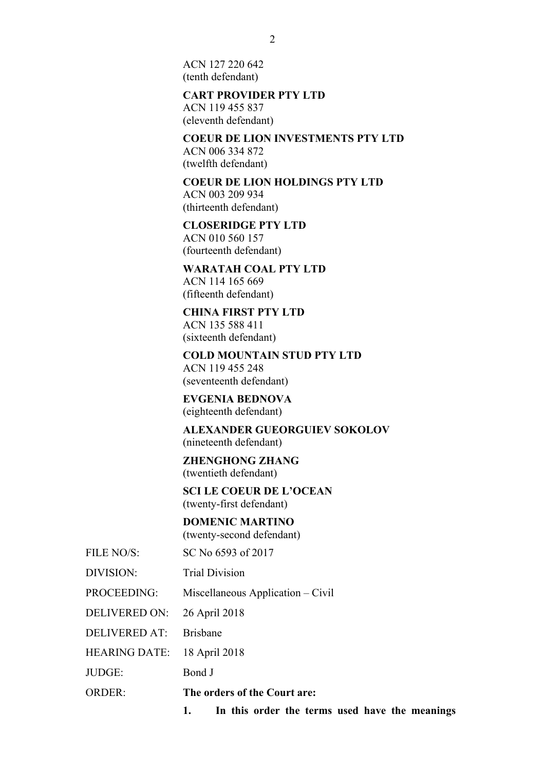ACN 127 220 642
(tenth defendant)

**CART PROVIDER PTY LTD**
ACN 119 455 837
(eleventh defendant)

**COEUR DE LION INVESTMENTS PTY LTD**
ACN 006 334 872
(twelfth defendant)

**COEUR DE LION HOLDINGS PTY LTD**
ACN 003 209 934
(thirteenth defendant)

**CLOSERIDGE PTY LTD**
ACN 010 560 157
(fourteenth defendant)

**WARATAH COAL PTY LTD**
ACN 114 165 669
(fifteenth defendant)

**CHINA FIRST PTY LTD**
ACN 135 588 411
(sixteenth defendant)

**COLD MOUNTAIN STUD PTY LTD**
ACN 119 455 248
(seventeenth defendant)

**EVGENIA BEDNOVA**
(eighteenth defendant)

**ALEXANDER GUEORGUIEV SOKOLOV**
(nineteenth defendant)

**ZHENGHONG ZHANG**
(twentieth defendant)

**SCI LE COEUR DE L'OCEAN**
(twenty-first defendant)

**DOMENIC MARTINO**
(twenty-second defendant)

| | |
|---|---|
| FILE NO/S: | SC No 6593 of 2017 |
| DIVISION: | Trial Division |
| PROCEEDING: | Miscellaneous Application – Civil |
| DELIVERED ON: | 26 April 2018 |
| DELIVERED AT: | Brisbane |
| HEARING DATE: | 18 April 2018 |
| JUDGE: | Bond J |
| ORDER: | **The orders of the Court are:** |

**1. In this order the terms used have the meanings**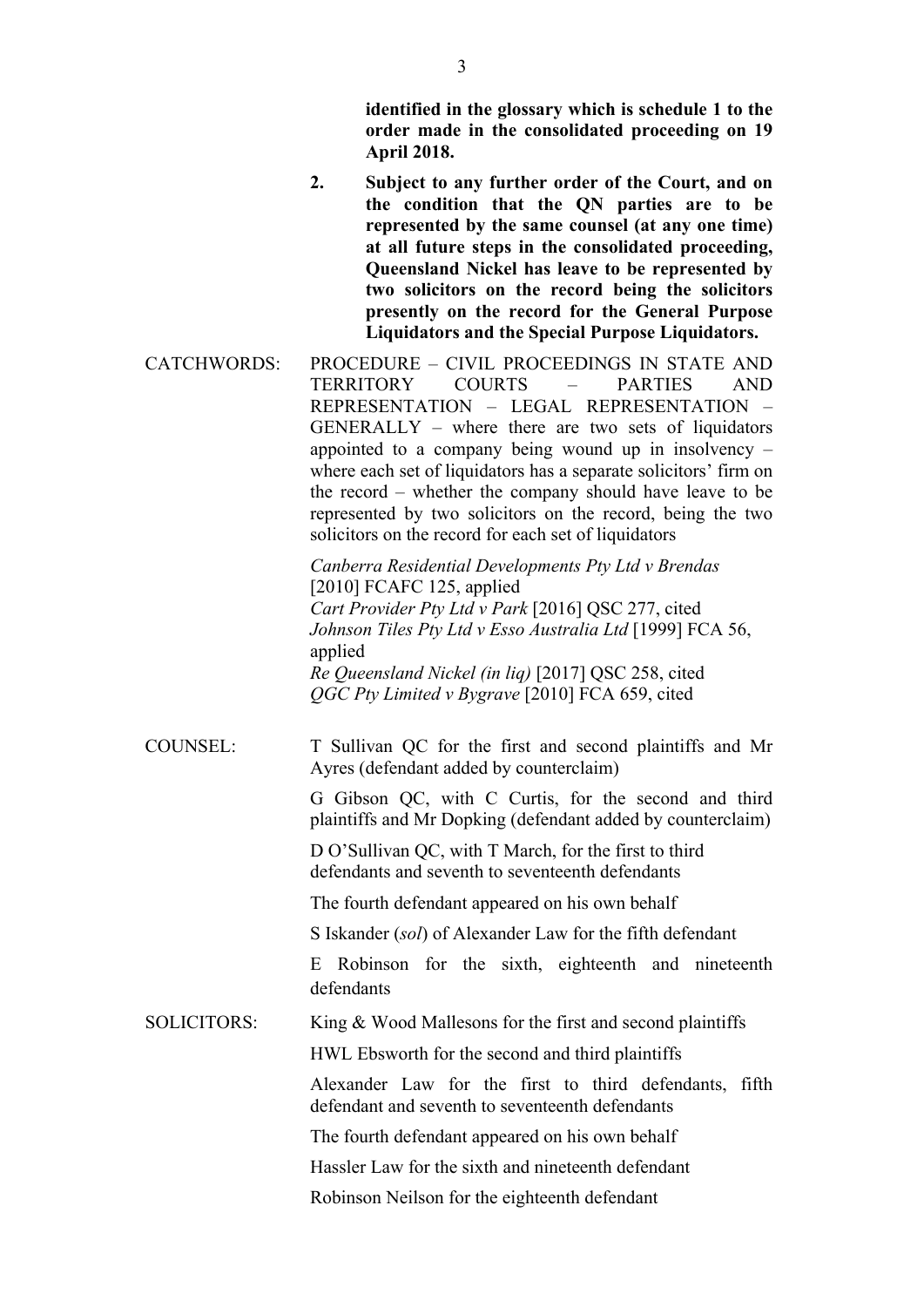**identified in the glossary which is schedule 1 to the order made in the consolidated proceeding on 19 April 2018.**

2. **Subject to any further order of the Court, and on the condition that the QN parties are to be represented by the same counsel (at any one time) at all future steps in the consolidated proceeding, Queensland Nickel has leave to be represented by two solicitors on the record being the solicitors presently on the record for the General Purpose Liquidators and the Special Purpose Liquidators.**

CATCHWORDS: PROCEDURE – CIVIL PROCEEDINGS IN STATE AND TERRITORY COURTS – PARTIES AND REPRESENTATION – LEGAL REPRESENTATION – GENERALLY – where there are two sets of liquidators appointed to a company being wound up in insolvency – where each set of liquidators has a separate solicitors' firm on the record – whether the company should have leave to be represented by two solicitors on the record, being the two solicitors on the record for each set of liquidators

*Canberra Residential Developments Pty Ltd v Brendas* [2010] FCAFC 125, applied
*Cart Provider Pty Ltd v Park* [2016] QSC 277, cited
*Johnson Tiles Pty Ltd v Esso Australia Ltd* [1999] FCA 56, applied
*Re Queensland Nickel (in liq)* [2017] QSC 258, cited
*QGC Pty Limited v Bygrave* [2010] FCA 659, cited

COUNSEL: T Sullivan QC for the first and second plaintiffs and Mr Ayres (defendant added by counterclaim)

G Gibson QC, with C Curtis, for the second and third plaintiffs and Mr Dopking (defendant added by counterclaim)

D O'Sullivan QC, with T March, for the first to third defendants and seventh to seventeenth defendants

The fourth defendant appeared on his own behalf

S Iskander (*sol*) of Alexander Law for the fifth defendant

E Robinson for the sixth, eighteenth and nineteenth defendants

SOLICITORS: King & Wood Mallesons for the first and second plaintiffs

HWL Ebsworth for the second and third plaintiffs

Alexander Law for the first to third defendants, fifth defendant and seventh to seventeenth defendants

The fourth defendant appeared on his own behalf

Hassler Law for the sixth and nineteenth defendant

Robinson Neilson for the eighteenth defendant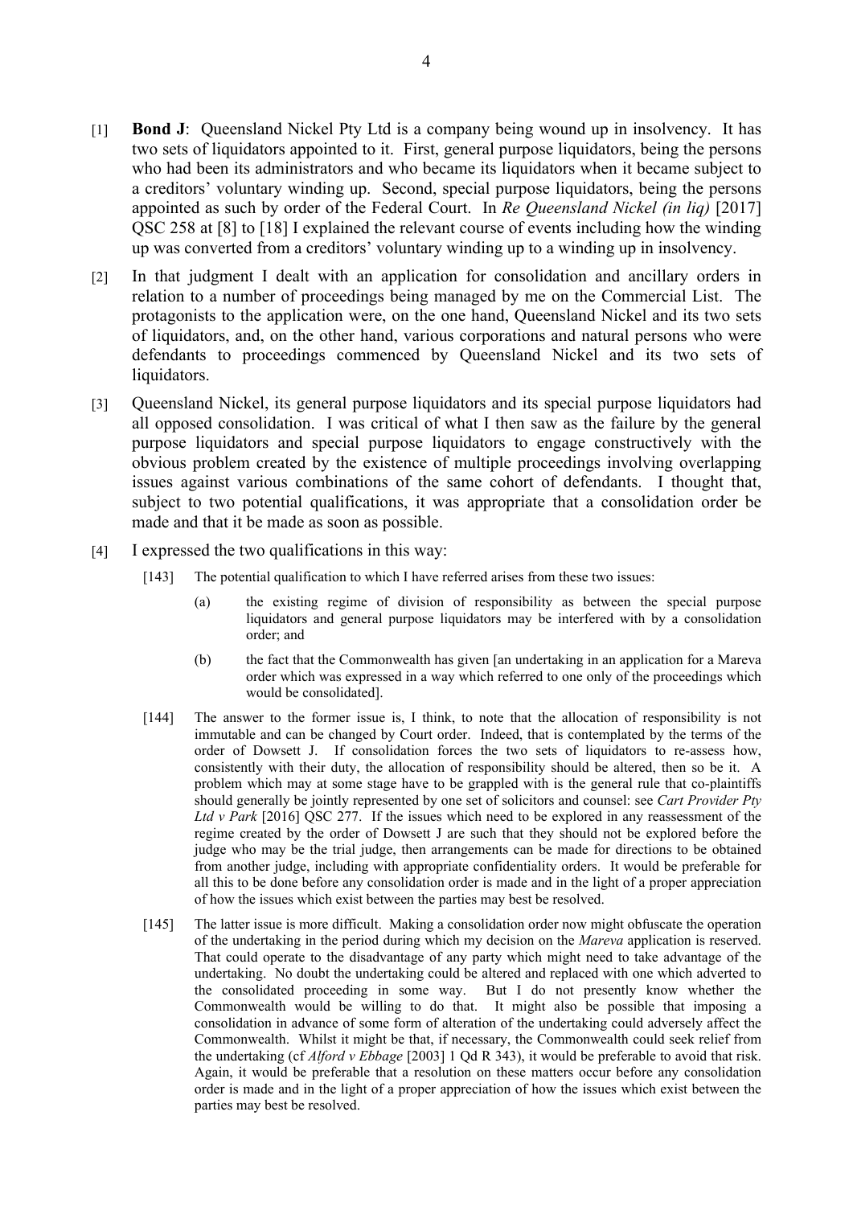[1] **Bond J**: Queensland Nickel Pty Ltd is a company being wound up in insolvency. It has two sets of liquidators appointed to it. First, general purpose liquidators, being the persons who had been its administrators and who became its liquidators when it became subject to a creditors' voluntary winding up. Second, special purpose liquidators, being the persons appointed as such by order of the Federal Court. In *Re Queensland Nickel (in liq)* [2017] QSC 258 at [8] to [18] I explained the relevant course of events including how the winding up was converted from a creditors' voluntary winding up to a winding up in insolvency.

[2] In that judgment I dealt with an application for consolidation and ancillary orders in relation to a number of proceedings being managed by me on the Commercial List. The protagonists to the application were, on the one hand, Queensland Nickel and its two sets of liquidators, and, on the other hand, various corporations and natural persons who were defendants to proceedings commenced by Queensland Nickel and its two sets of liquidators.

[3] Queensland Nickel, its general purpose liquidators and its special purpose liquidators had all opposed consolidation. I was critical of what I then saw as the failure by the general purpose liquidators and special purpose liquidators to engage constructively with the obvious problem created by the existence of multiple proceedings involving overlapping issues against various combinations of the same cohort of defendants. I thought that, subject to two potential qualifications, it was appropriate that a consolidation order be made and that it be made as soon as possible.

[4] I expressed the two qualifications in this way:

> [143] The potential qualification to which I have referred arises from these two issues:
>
> (a) the existing regime of division of responsibility as between the special purpose liquidators and general purpose liquidators may be interfered with by a consolidation order; and
>
> (b) the fact that the Commonwealth has given [an undertaking in an application for a Mareva order which was expressed in a way which referred to one only of the proceedings which would be consolidated].
>
> [144] The answer to the former issue is, I think, to note that the allocation of responsibility is not immutable and can be changed by Court order. Indeed, that is contemplated by the terms of the order of Dowsett J. If consolidation forces the two sets of liquidators to re-assess how, consistently with their duty, the allocation of responsibility should be altered, then so be it. A problem which may at some stage have to be grappled with is the general rule that co-plaintiffs should generally be jointly represented by one set of solicitors and counsel: see *Cart Provider Pty Ltd v Park* [2016] QSC 277. If the issues which need to be explored in any reassessment of the regime created by the order of Dowsett J are such that they should not be explored before the judge who may be the trial judge, then arrangements can be made for directions to be obtained from another judge, including with appropriate confidentiality orders. It would be preferable for all this to be done before any consolidation order is made and in the light of a proper appreciation of how the issues which exist between the parties may best be resolved.
>
> [145] The latter issue is more difficult. Making a consolidation order now might obfuscate the operation of the undertaking in the period during which my decision on the *Mareva* application is reserved. That could operate to the disadvantage of any party which might need to take advantage of the undertaking. No doubt the undertaking could be altered and replaced with one which adverted to the consolidated proceeding in some way. But I do not presently know whether the Commonwealth would be willing to do that. It might also be possible that imposing a consolidation in advance of some form of alteration of the undertaking could adversely affect the Commonwealth. Whilst it might be that, if necessary, the Commonwealth could seek relief from the undertaking (cf *Alford v Ebbage* [2003] 1 Qd R 343), it would be preferable to avoid that risk. Again, it would be preferable that a resolution on these matters occur before any consolidation order is made and in the light of a proper appreciation of how the issues which exist between the parties may best be resolved.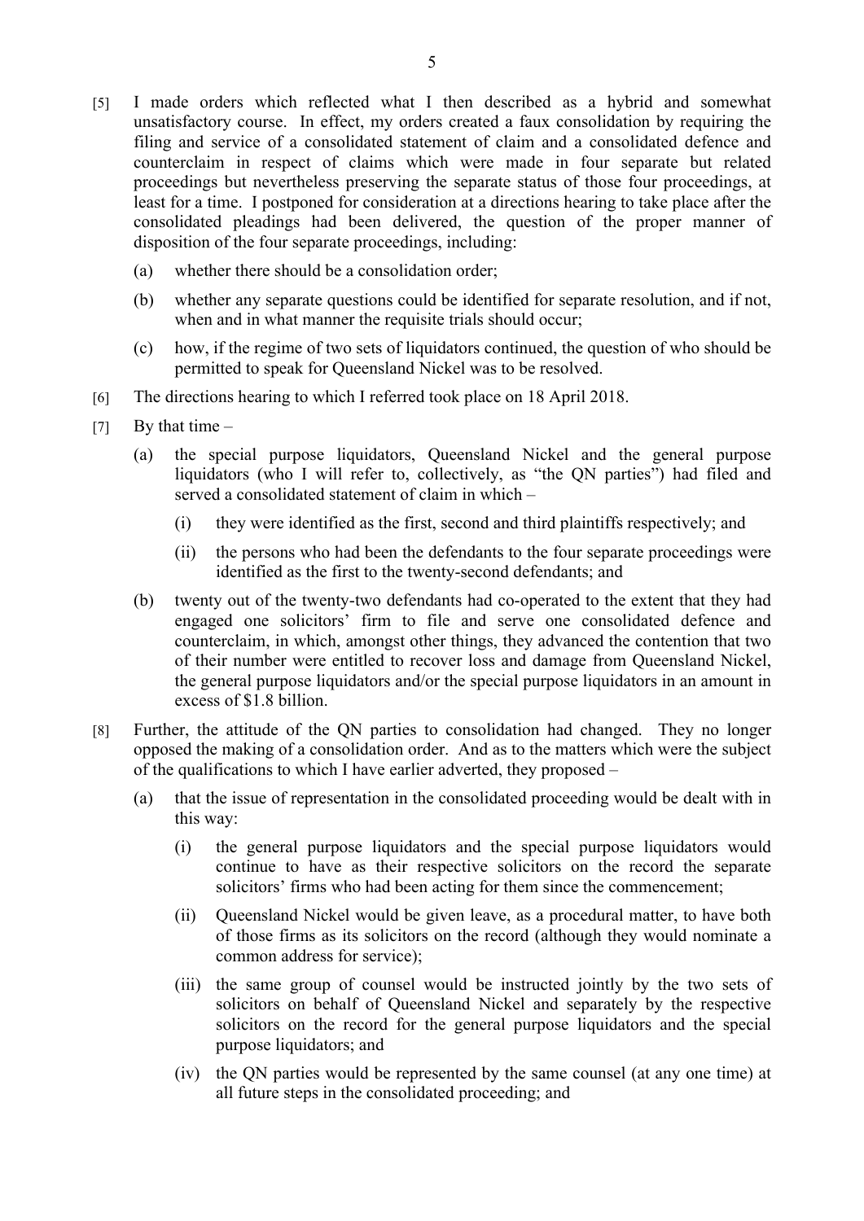[5] I made orders which reflected what I then described as a hybrid and somewhat unsatisfactory course. In effect, my orders created a faux consolidation by requiring the filing and service of a consolidated statement of claim and a consolidated defence and counterclaim in respect of claims which were made in four separate but related proceedings but nevertheless preserving the separate status of those four proceedings, at least for a time. I postponed for consideration at a directions hearing to take place after the consolidated pleadings had been delivered, the question of the proper manner of disposition of the four separate proceedings, including:

(a) whether there should be a consolidation order;

(b) whether any separate questions could be identified for separate resolution, and if not, when and in what manner the requisite trials should occur;

(c) how, if the regime of two sets of liquidators continued, the question of who should be permitted to speak for Queensland Nickel was to be resolved.

[6] The directions hearing to which I referred took place on 18 April 2018.

[7] By that time –

(a) the special purpose liquidators, Queensland Nickel and the general purpose liquidators (who I will refer to, collectively, as "the QN parties") had filed and served a consolidated statement of claim in which –

   (i) they were identified as the first, second and third plaintiffs respectively; and

   (ii) the persons who had been the defendants to the four separate proceedings were identified as the first to the twenty-second defendants; and

(b) twenty out of the twenty-two defendants had co-operated to the extent that they had engaged one solicitors' firm to file and serve one consolidated defence and counterclaim, in which, amongst other things, they advanced the contention that two of their number were entitled to recover loss and damage from Queensland Nickel, the general purpose liquidators and/or the special purpose liquidators in an amount in excess of $1.8 billion.

[8] Further, the attitude of the QN parties to consolidation had changed. They no longer opposed the making of a consolidation order. And as to the matters which were the subject of the qualifications to which I have earlier adverted, they proposed –

(a) that the issue of representation in the consolidated proceeding would be dealt with in this way:

   (i) the general purpose liquidators and the special purpose liquidators would continue to have as their respective solicitors on the record the separate solicitors' firms who had been acting for them since the commencement;

   (ii) Queensland Nickel would be given leave, as a procedural matter, to have both of those firms as its solicitors on the record (although they would nominate a common address for service);

   (iii) the same group of counsel would be instructed jointly by the two sets of solicitors on behalf of Queensland Nickel and separately by the respective solicitors on the record for the general purpose liquidators and the special purpose liquidators; and

   (iv) the QN parties would be represented by the same counsel (at any one time) at all future steps in the consolidated proceeding; and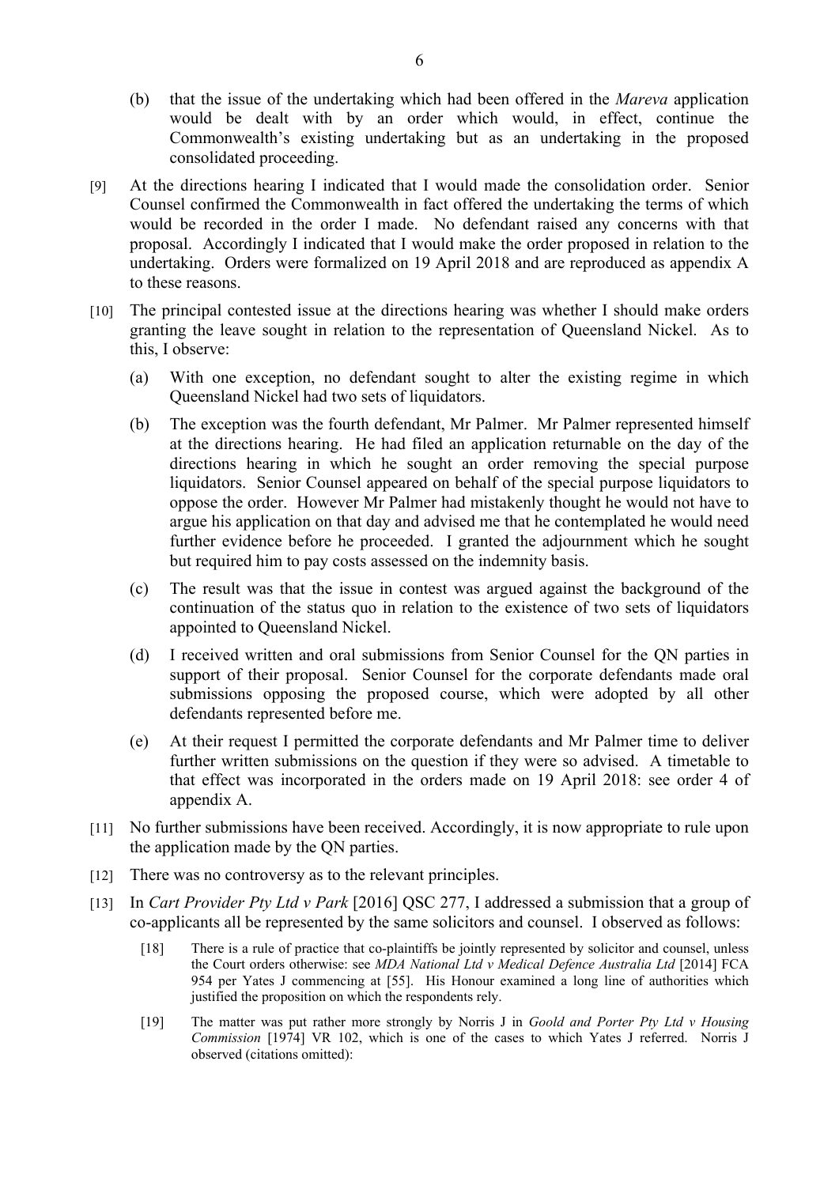(b) that the issue of the undertaking which had been offered in the *Mareva* application would be dealt with by an order which would, in effect, continue the Commonwealth's existing undertaking but as an undertaking in the proposed consolidated proceeding.

[9] At the directions hearing I indicated that I would made the consolidation order. Senior Counsel confirmed the Commonwealth in fact offered the undertaking the terms of which would be recorded in the order I made. No defendant raised any concerns with that proposal. Accordingly I indicated that I would make the order proposed in relation to the undertaking. Orders were formalized on 19 April 2018 and are reproduced as appendix A to these reasons.

[10] The principal contested issue at the directions hearing was whether I should make orders granting the leave sought in relation to the representation of Queensland Nickel. As to this, I observe:

(a) With one exception, no defendant sought to alter the existing regime in which Queensland Nickel had two sets of liquidators.

(b) The exception was the fourth defendant, Mr Palmer. Mr Palmer represented himself at the directions hearing. He had filed an application returnable on the day of the directions hearing in which he sought an order removing the special purpose liquidators. Senior Counsel appeared on behalf of the special purpose liquidators to oppose the order. However Mr Palmer had mistakenly thought he would not have to argue his application on that day and advised me that he contemplated he would need further evidence before he proceeded. I granted the adjournment which he sought but required him to pay costs assessed on the indemnity basis.

(c) The result was that the issue in contest was argued against the background of the continuation of the status quo in relation to the existence of two sets of liquidators appointed to Queensland Nickel.

(d) I received written and oral submissions from Senior Counsel for the QN parties in support of their proposal. Senior Counsel for the corporate defendants made oral submissions opposing the proposed course, which were adopted by all other defendants represented before me.

(e) At their request I permitted the corporate defendants and Mr Palmer time to deliver further written submissions on the question if they were so advised. A timetable to that effect was incorporated in the orders made on 19 April 2018: see order 4 of appendix A.

[11] No further submissions have been received. Accordingly, it is now appropriate to rule upon the application made by the QN parties.

[12] There was no controversy as to the relevant principles.

[13] In *Cart Provider Pty Ltd v Park* [2016] QSC 277, I addressed a submission that a group of co-applicants all be represented by the same solicitors and counsel. I observed as follows:

> [18] There is a rule of practice that co-plaintiffs be jointly represented by solicitor and counsel, unless the Court orders otherwise: see *MDA National Ltd v Medical Defence Australia Ltd* [2014] FCA 954 per Yates J commencing at [55]. His Honour examined a long line of authorities which justified the proposition on which the respondents rely.
>
> [19] The matter was put rather more strongly by Norris J in *Goold and Porter Pty Ltd v Housing Commission* [1974] VR 102, which is one of the cases to which Yates J referred. Norris J observed (citations omitted):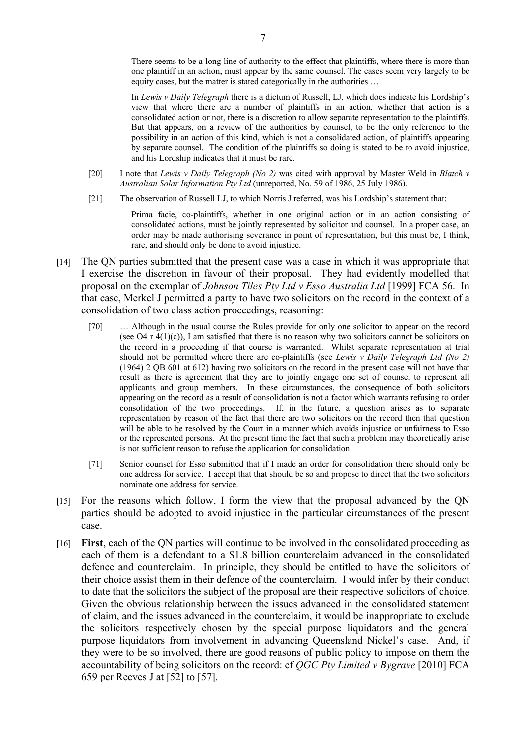> There seems to be a long line of authority to the effect that plaintiffs, where there is more than one plaintiff in an action, must appear by the same counsel. The cases seem very largely to be equity cases, but the matter is stated categorically in the authorities …
>
> In *Lewis v Daily Telegraph* there is a dictum of Russell, LJ, which does indicate his Lordship's view that where there are a number of plaintiffs in an action, whether that action is a consolidated action or not, there is a discretion to allow separate representation to the plaintiffs. But that appears, on a review of the authorities by counsel, to be the only reference to the possibility in an action of this kind, which is not a consolidated action, of plaintiffs appearing by separate counsel. The condition of the plaintiffs so doing is stated to be to avoid injustice, and his Lordship indicates that it must be rare.
>
> [20] I note that *Lewis v Daily Telegraph (No 2)* was cited with approval by Master Weld in *Blatch v Australian Solar Information Pty Ltd* (unreported, No. 59 of 1986, 25 July 1986).
>
> [21] The observation of Russell LJ, to which Norris J referred, was his Lordship's statement that:
>
> > Prima facie, co-plaintiffs, whether in one original action or in an action consisting of consolidated actions, must be jointly represented by solicitor and counsel. In a proper case, an order may be made authorising severance in point of representation, but this must be, I think, rare, and should only be done to avoid injustice.

[14] The QN parties submitted that the present case was a case in which it was appropriate that I exercise the discretion in favour of their proposal. They had evidently modelled that proposal on the exemplar of *Johnson Tiles Pty Ltd v Esso Australia Ltd* [1999] FCA 56. In that case, Merkel J permitted a party to have two solicitors on the record in the context of a consolidation of two class action proceedings, reasoning:

> [70] … Although in the usual course the Rules provide for only one solicitor to appear on the record (see O4 r 4(1)(c)), I am satisfied that there is no reason why two solicitors cannot be solicitors on the record in a proceeding if that course is warranted. Whilst separate representation at trial should not be permitted where there are co-plaintiffs (see *Lewis v Daily Telegraph Ltd (No 2)* (1964) 2 QB 601 at 612) having two solicitors on the record in the present case will not have that result as there is agreement that they are to jointly engage one set of counsel to represent all applicants and group members. In these circumstances, the consequence of both solicitors appearing on the record as a result of consolidation is not a factor which warrants refusing to order consolidation of the two proceedings. If, in the future, a question arises as to separate representation by reason of the fact that there are two solicitors on the record then that question will be able to be resolved by the Court in a manner which avoids injustice or unfairness to Esso or the represented persons. At the present time the fact that such a problem may theoretically arise is not sufficient reason to refuse the application for consolidation.
>
> [71] Senior counsel for Esso submitted that if I made an order for consolidation there should only be one address for service. I accept that that should be so and propose to direct that the two solicitors nominate one address for service.

[15] For the reasons which follow, I form the view that the proposal advanced by the QN parties should be adopted to avoid injustice in the particular circumstances of the present case.

[16] **First**, each of the QN parties will continue to be involved in the consolidated proceeding as each of them is a defendant to a $1.8 billion counterclaim advanced in the consolidated defence and counterclaim. In principle, they should be entitled to have the solicitors of their choice assist them in their defence of the counterclaim. I would infer by their conduct to date that the solicitors the subject of the proposal are their respective solicitors of choice. Given the obvious relationship between the issues advanced in the consolidated statement of claim, and the issues advanced in the counterclaim, it would be inappropriate to exclude the solicitors respectively chosen by the special purpose liquidators and the general purpose liquidators from involvement in advancing Queensland Nickel's case. And, if they were to be so involved, there are good reasons of public policy to impose on them the accountability of being solicitors on the record: cf *QGC Pty Limited v Bygrave* [2010] FCA 659 per Reeves J at [52] to [57].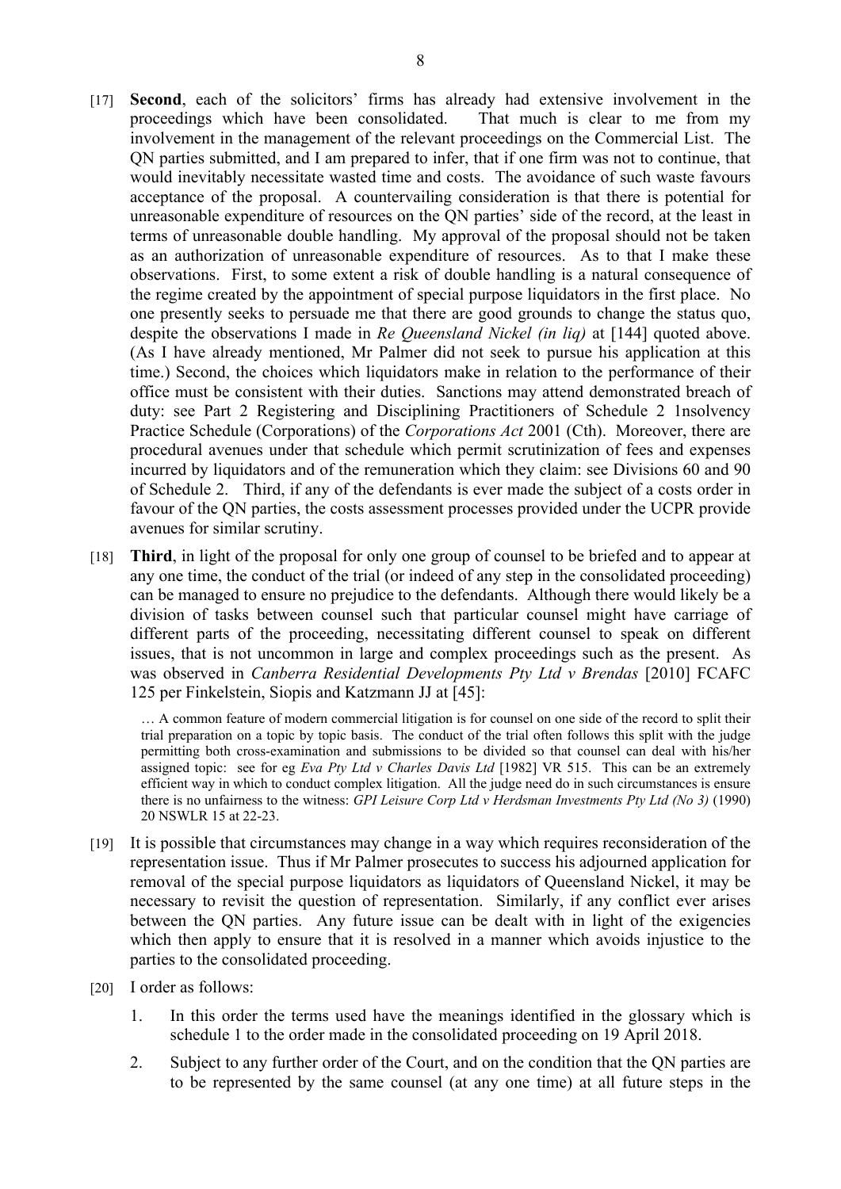[17] **Second**, each of the solicitors' firms has already had extensive involvement in the proceedings which have been consolidated. That much is clear to me from my involvement in the management of the relevant proceedings on the Commercial List. The QN parties submitted, and I am prepared to infer, that if one firm was not to continue, that would inevitably necessitate wasted time and costs. The avoidance of such waste favours acceptance of the proposal. A countervailing consideration is that there is potential for unreasonable expenditure of resources on the QN parties' side of the record, at the least in terms of unreasonable double handling. My approval of the proposal should not be taken as an authorization of unreasonable expenditure of resources. As to that I make these observations. First, to some extent a risk of double handling is a natural consequence of the regime created by the appointment of special purpose liquidators in the first place. No one presently seeks to persuade me that there are good grounds to change the status quo, despite the observations I made in *Re Queensland Nickel (in liq)* at [144] quoted above. (As I have already mentioned, Mr Palmer did not seek to pursue his application at this time.) Second, the choices which liquidators make in relation to the performance of their office must be consistent with their duties. Sanctions may attend demonstrated breach of duty: see Part 2 Registering and Disciplining Practitioners of Schedule 2 1nsolvency Practice Schedule (Corporations) of the *Corporations Act* 2001 (Cth). Moreover, there are procedural avenues under that schedule which permit scrutinization of fees and expenses incurred by liquidators and of the remuneration which they claim: see Divisions 60 and 90 of Schedule 2. Third, if any of the defendants is ever made the subject of a costs order in favour of the QN parties, the costs assessment processes provided under the UCPR provide avenues for similar scrutiny.

[18] **Third**, in light of the proposal for only one group of counsel to be briefed and to appear at any one time, the conduct of the trial (or indeed of any step in the consolidated proceeding) can be managed to ensure no prejudice to the defendants. Although there would likely be a division of tasks between counsel such that particular counsel might have carriage of different parts of the proceeding, necessitating different counsel to speak on different issues, that is not uncommon in large and complex proceedings such as the present. As was observed in *Canberra Residential Developments Pty Ltd v Brendas* [2010] FCAFC 125 per Finkelstein, Siopis and Katzmann JJ at [45]:

> … A common feature of modern commercial litigation is for counsel on one side of the record to split their trial preparation on a topic by topic basis. The conduct of the trial often follows this split with the judge permitting both cross-examination and submissions to be divided so that counsel can deal with his/her assigned topic: see for eg *Eva Pty Ltd v Charles Davis Ltd* [1982] VR 515. This can be an extremely efficient way in which to conduct complex litigation. All the judge need do in such circumstances is ensure there is no unfairness to the witness: *GPI Leisure Corp Ltd v Herdsman Investments Pty Ltd (No 3)* (1990) 20 NSWLR 15 at 22-23.

[19] It is possible that circumstances may change in a way which requires reconsideration of the representation issue. Thus if Mr Palmer prosecutes to success his adjourned application for removal of the special purpose liquidators as liquidators of Queensland Nickel, it may be necessary to revisit the question of representation. Similarly, if any conflict ever arises between the QN parties. Any future issue can be dealt with in light of the exigencies which then apply to ensure that it is resolved in a manner which avoids injustice to the parties to the consolidated proceeding.

[20] I order as follows:

1. In this order the terms used have the meanings identified in the glossary which is schedule 1 to the order made in the consolidated proceeding on 19 April 2018.
2. Subject to any further order of the Court, and on the condition that the QN parties are to be represented by the same counsel (at any one time) at all future steps in the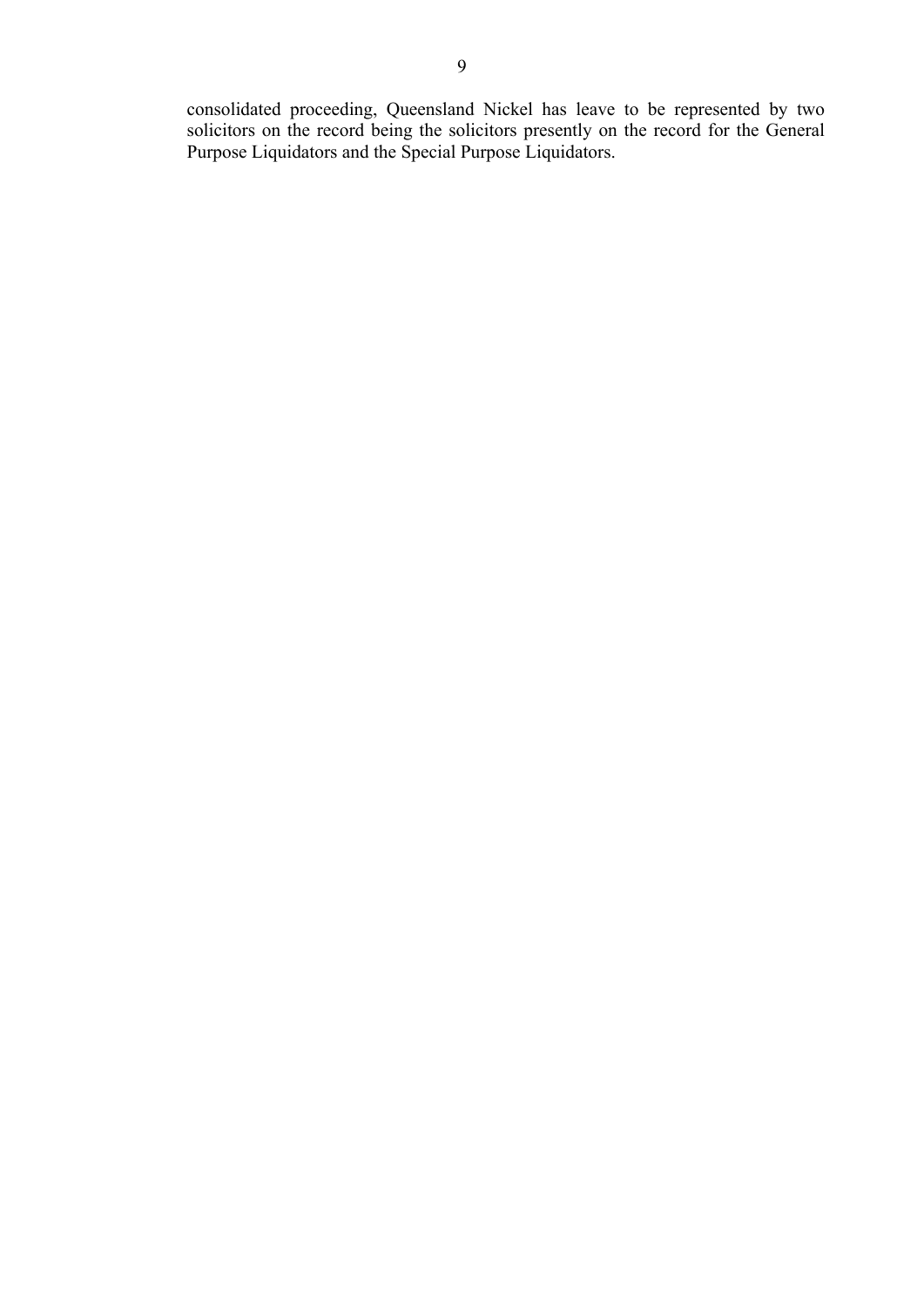consolidated proceeding, Queensland Nickel has leave to be represented by two solicitors on the record being the solicitors presently on the record for the General Purpose Liquidators and the Special Purpose Liquidators.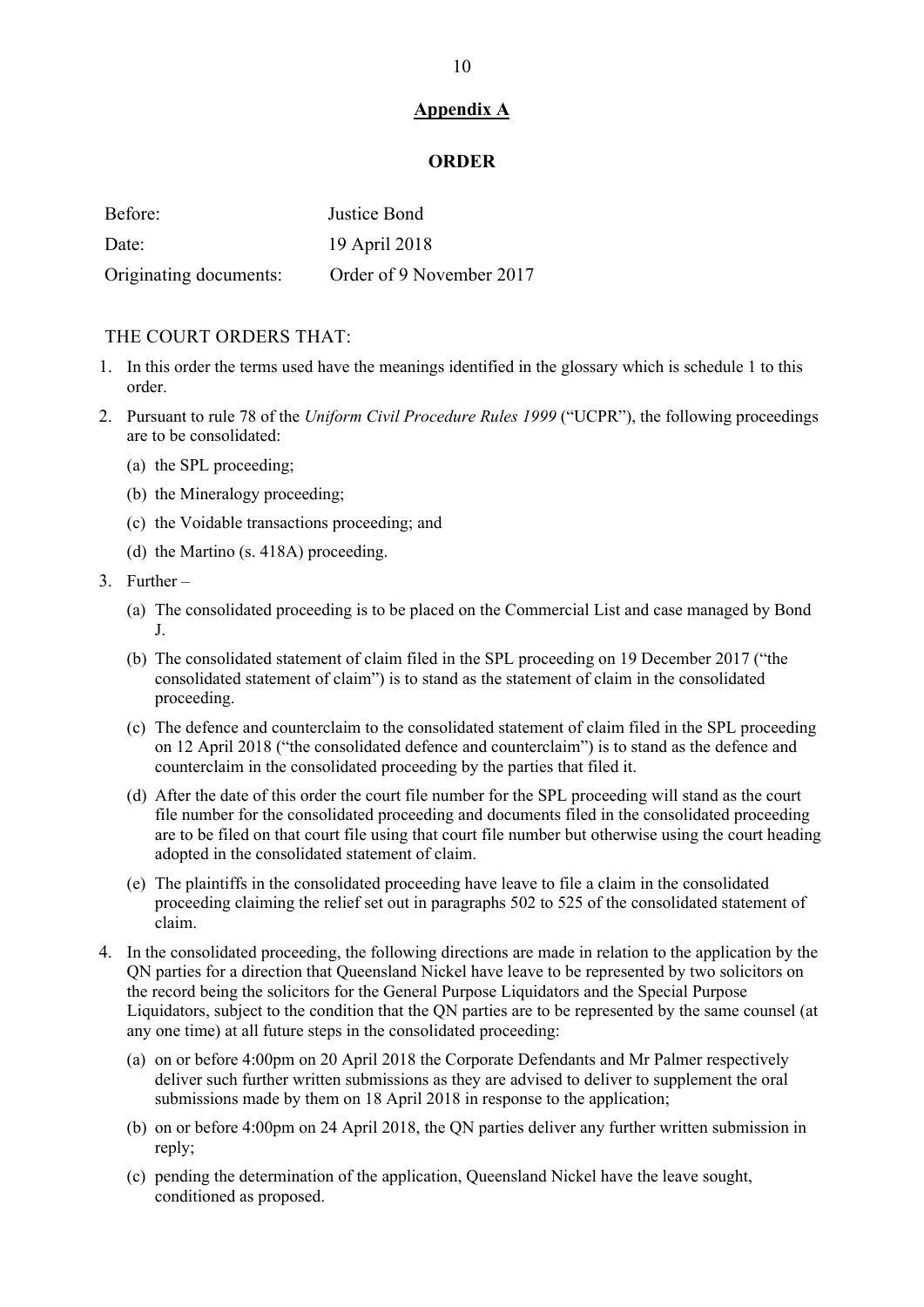## Appendix A

### ORDER

| | |
|---|---|
| Before: | Justice Bond |
| Date: | 19 April 2018 |
| Originating documents: | Order of 9 November 2017 |

THE COURT ORDERS THAT:

1. In this order the terms used have the meanings identified in the glossary which is schedule 1 to this order.
2. Pursuant to rule 78 of the *Uniform Civil Procedure Rules 1999* ("UCPR"), the following proceedings are to be consolidated:
   (a) the SPL proceeding;
   (b) the Mineralogy proceeding;
   (c) the Voidable transactions proceeding; and
   (d) the Martino (s. 418A) proceeding.
3. Further –
   (a) The consolidated proceeding is to be placed on the Commercial List and case managed by Bond J.
   (b) The consolidated statement of claim filed in the SPL proceeding on 19 December 2017 ("the consolidated statement of claim") is to stand as the statement of claim in the consolidated proceeding.
   (c) The defence and counterclaim to the consolidated statement of claim filed in the SPL proceeding on 12 April 2018 ("the consolidated defence and counterclaim") is to stand as the defence and counterclaim in the consolidated proceeding by the parties that filed it.
   (d) After the date of this order the court file number for the SPL proceeding will stand as the court file number for the consolidated proceeding and documents filed in the consolidated proceeding are to be filed on that court file using that court file number but otherwise using the court heading adopted in the consolidated statement of claim.
   (e) The plaintiffs in the consolidated proceeding have leave to file a claim in the consolidated proceeding claiming the relief set out in paragraphs 502 to 525 of the consolidated statement of claim.
4. In the consolidated proceeding, the following directions are made in relation to the application by the QN parties for a direction that Queensland Nickel have leave to be represented by two solicitors on the record being the solicitors for the General Purpose Liquidators and the Special Purpose Liquidators, subject to the condition that the QN parties are to be represented by the same counsel (at any one time) at all future steps in the consolidated proceeding:
   (a) on or before 4:00pm on 20 April 2018 the Corporate Defendants and Mr Palmer respectively deliver such further written submissions as they are advised to deliver to supplement the oral submissions made by them on 18 April 2018 in response to the application;
   (b) on or before 4:00pm on 24 April 2018, the QN parties deliver any further written submission in reply;
   (c) pending the determination of the application, Queensland Nickel have the leave sought, conditioned as proposed.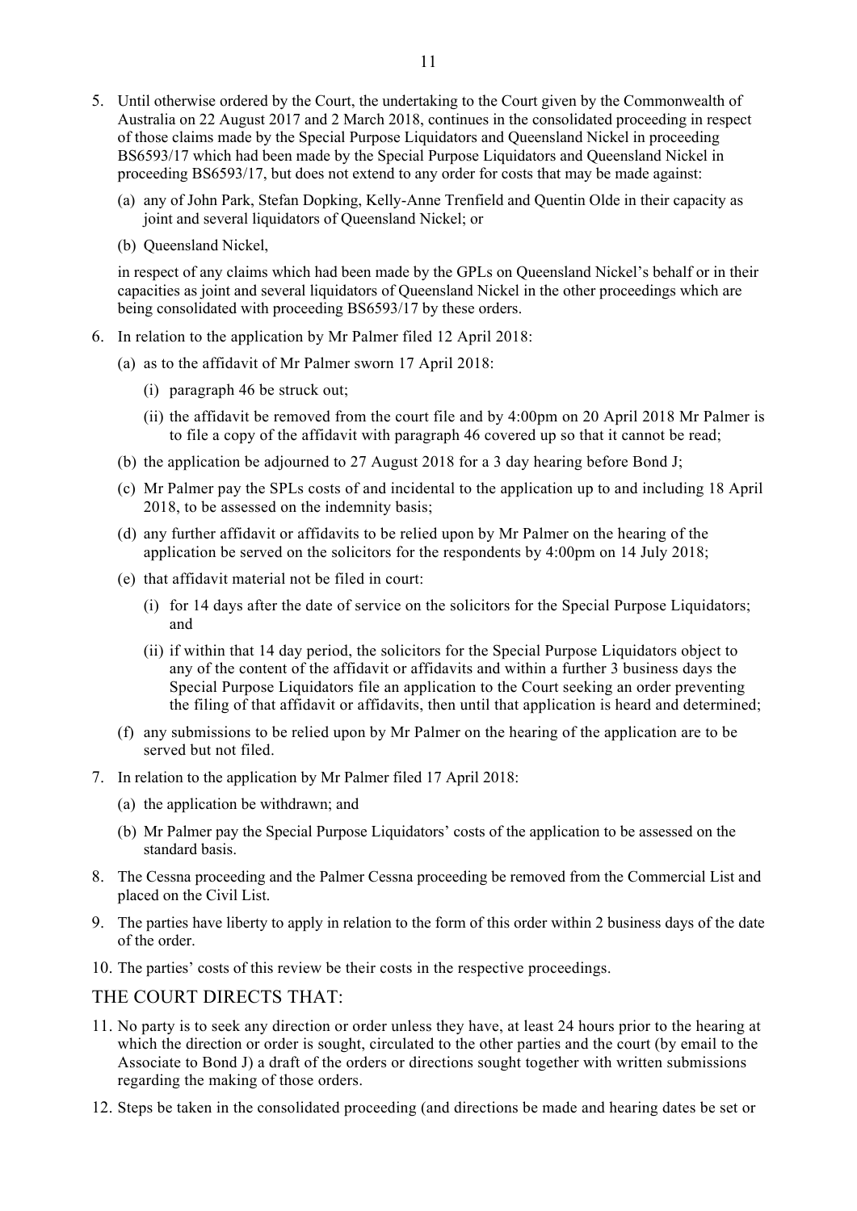5. Until otherwise ordered by the Court, the undertaking to the Court given by the Commonwealth of Australia on 22 August 2017 and 2 March 2018, continues in the consolidated proceeding in respect of those claims made by the Special Purpose Liquidators and Queensland Nickel in proceeding BS6593/17 which had been made by the Special Purpose Liquidators and Queensland Nickel in proceeding BS6593/17, but does not extend to any order for costs that may be made against:

   (a) any of John Park, Stefan Dopking, Kelly-Anne Trenfield and Quentin Olde in their capacity as joint and several liquidators of Queensland Nickel; or

   (b) Queensland Nickel,

   in respect of any claims which had been made by the GPLs on Queensland Nickel's behalf or in their capacities as joint and several liquidators of Queensland Nickel in the other proceedings which are being consolidated with proceeding BS6593/17 by these orders.

6. In relation to the application by Mr Palmer filed 12 April 2018:

   (a) as to the affidavit of Mr Palmer sworn 17 April 2018:

      (i) paragraph 46 be struck out;

      (ii) the affidavit be removed from the court file and by 4:00pm on 20 April 2018 Mr Palmer is to file a copy of the affidavit with paragraph 46 covered up so that it cannot be read;

   (b) the application be adjourned to 27 August 2018 for a 3 day hearing before Bond J;

   (c) Mr Palmer pay the SPLs costs of and incidental to the application up to and including 18 April 2018, to be assessed on the indemnity basis;

   (d) any further affidavit or affidavits to be relied upon by Mr Palmer on the hearing of the application be served on the solicitors for the respondents by 4:00pm on 14 July 2018;

   (e) that affidavit material not be filed in court:

      (i) for 14 days after the date of service on the solicitors for the Special Purpose Liquidators; and

      (ii) if within that 14 day period, the solicitors for the Special Purpose Liquidators object to any of the content of the affidavit or affidavits and within a further 3 business days the Special Purpose Liquidators file an application to the Court seeking an order preventing the filing of that affidavit or affidavits, then until that application is heard and determined;

   (f) any submissions to be relied upon by Mr Palmer on the hearing of the application are to be served but not filed.

7. In relation to the application by Mr Palmer filed 17 April 2018:

   (a) the application be withdrawn; and

   (b) Mr Palmer pay the Special Purpose Liquidators' costs of the application to be assessed on the standard basis.

8. The Cessna proceeding and the Palmer Cessna proceeding be removed from the Commercial List and placed on the Civil List.

9. The parties have liberty to apply in relation to the form of this order within 2 business days of the date of the order.

10. The parties' costs of this review be their costs in the respective proceedings.

## THE COURT DIRECTS THAT:

11. No party is to seek any direction or order unless they have, at least 24 hours prior to the hearing at which the direction or order is sought, circulated to the other parties and the court (by email to the Associate to Bond J) a draft of the orders or directions sought together with written submissions regarding the making of those orders.

12. Steps be taken in the consolidated proceeding (and directions be made and hearing dates be set or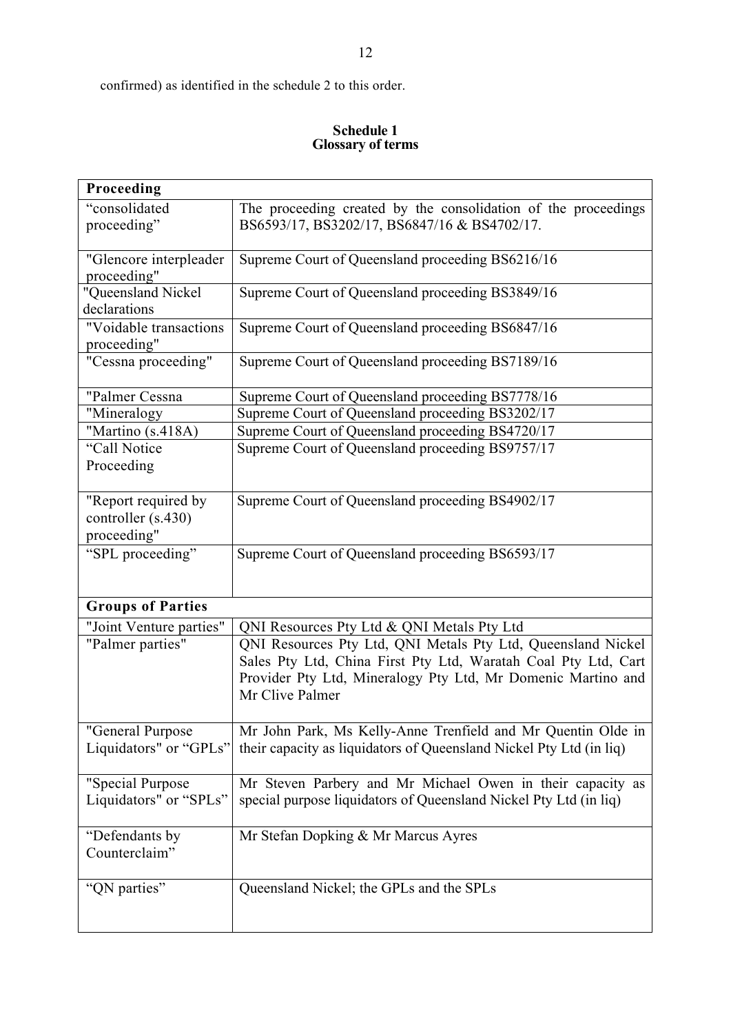confirmed) as identified in the schedule 2 to this order.

**Schedule 1**
**Glossary of terms**

| **Proceeding** | |
|---|---|
| "consolidated proceeding" | The proceeding created by the consolidation of the proceedings BS6593/17, BS3202/17, BS6847/16 & BS4702/17. |
| "Glencore interpleader proceeding" | Supreme Court of Queensland proceeding BS6216/16 |
| "Queensland Nickel declarations | Supreme Court of Queensland proceeding BS3849/16 |
| "Voidable transactions proceeding" | Supreme Court of Queensland proceeding BS6847/16 |
| "Cessna proceeding" | Supreme Court of Queensland proceeding BS7189/16 |
| "Palmer Cessna | Supreme Court of Queensland proceeding BS7778/16 |
| "Mineralogy | Supreme Court of Queensland proceeding BS3202/17 |
| "Martino (s.418A) | Supreme Court of Queensland proceeding BS4720/17 |
| "Call Notice Proceeding | Supreme Court of Queensland proceeding BS9757/17 |
| "Report required by controller (s.430) proceeding" | Supreme Court of Queensland proceeding BS4902/17 |
| "SPL proceeding" | Supreme Court of Queensland proceeding BS6593/17 |
| **Groups of Parties** | |
| "Joint Venture parties" | QNI Resources Pty Ltd & QNI Metals Pty Ltd |
| "Palmer parties" | QNI Resources Pty Ltd, QNI Metals Pty Ltd, Queensland Nickel Sales Pty Ltd, China First Pty Ltd, Waratah Coal Pty Ltd, Cart Provider Pty Ltd, Mineralogy Pty Ltd, Mr Domenic Martino and Mr Clive Palmer |
| "General Purpose Liquidators" or "GPLs" | Mr John Park, Ms Kelly-Anne Trenfield and Mr Quentin Olde in their capacity as liquidators of Queensland Nickel Pty Ltd (in liq) |
| "Special Purpose Liquidators" or "SPLs" | Mr Steven Parbery and Mr Michael Owen in their capacity as special purpose liquidators of Queensland Nickel Pty Ltd (in liq) |
| "Defendants by Counterclaim" | Mr Stefan Dopking & Mr Marcus Ayres |
| "QN parties" | Queensland Nickel; the GPLs and the SPLs |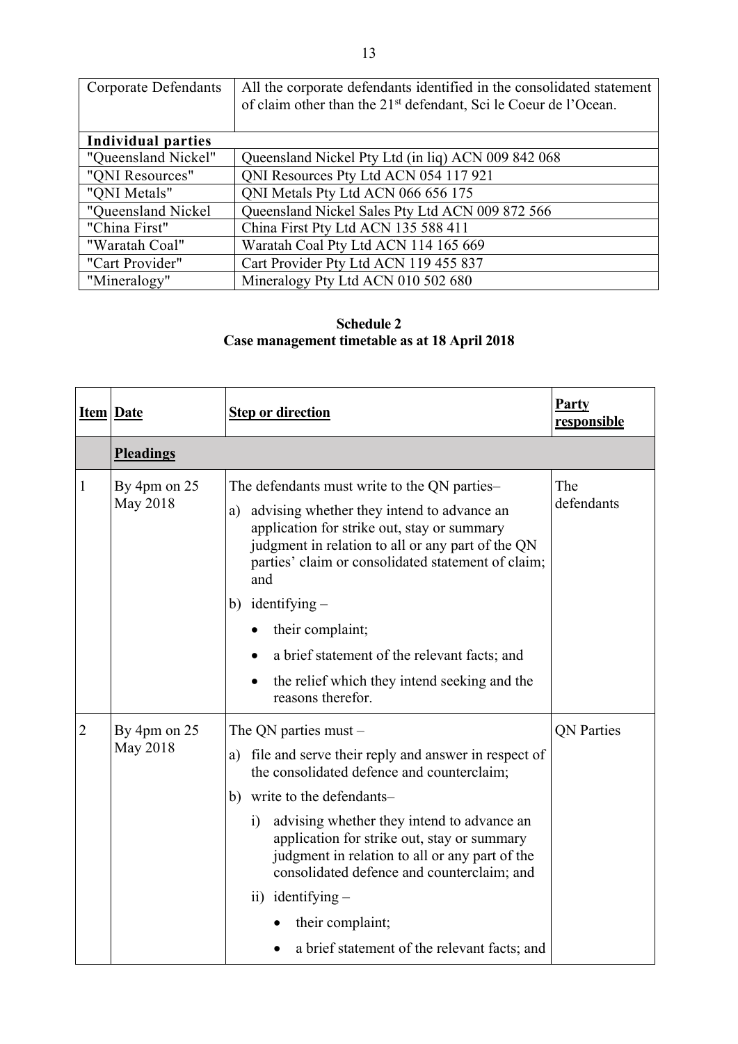| | |
|---|---|
| Corporate Defendants | All the corporate defendants identified in the consolidated statement of claim other than the 21st defendant, Sci le Coeur de l'Ocean. |
| **Individual parties** | |
| "Queensland Nickel" | Queensland Nickel Pty Ltd (in liq) ACN 009 842 068 |
| "QNI Resources" | QNI Resources Pty Ltd ACN 054 117 921 |
| "QNI Metals" | QNI Metals Pty Ltd ACN 066 656 175 |
| "Queensland Nickel | Queensland Nickel Sales Pty Ltd ACN 009 872 566 |
| "China First" | China First Pty Ltd ACN 135 588 411 |
| "Waratah Coal" | Waratah Coal Pty Ltd ACN 114 165 669 |
| "Cart Provider" | Cart Provider Pty Ltd ACN 119 455 837 |
| "Mineralogy" | Mineralogy Pty Ltd ACN 010 502 680 |

**Schedule 2**
**Case management timetable as at 18 April 2018**

| **Item** | **Date** | **Step or direction** | **Party responsible** |
|---|---|---|---|
| | **Pleadings** | | |
| 1 | By 4pm on 25 May 2018 | The defendants must write to the QN parties– <br> a) advising whether they intend to advance an application for strike out, stay or summary judgment in relation to all or any part of the QN parties' claim or consolidated statement of claim; and <br> b) identifying – <br> • their complaint; <br> • a brief statement of the relevant facts; and <br> • the relief which they intend seeking and the reasons therefor. | The defendants |
| 2 | By 4pm on 25 May 2018 | The QN parties must – <br> a) file and serve their reply and answer in respect of the consolidated defence and counterclaim; <br> b) write to the defendants– <br> i) advising whether they intend to advance an application for strike out, stay or summary judgment in relation to all or any part of the consolidated defence and counterclaim; and <br> ii) identifying – <br> • their complaint; <br> • a brief statement of the relevant facts; and | QN Parties |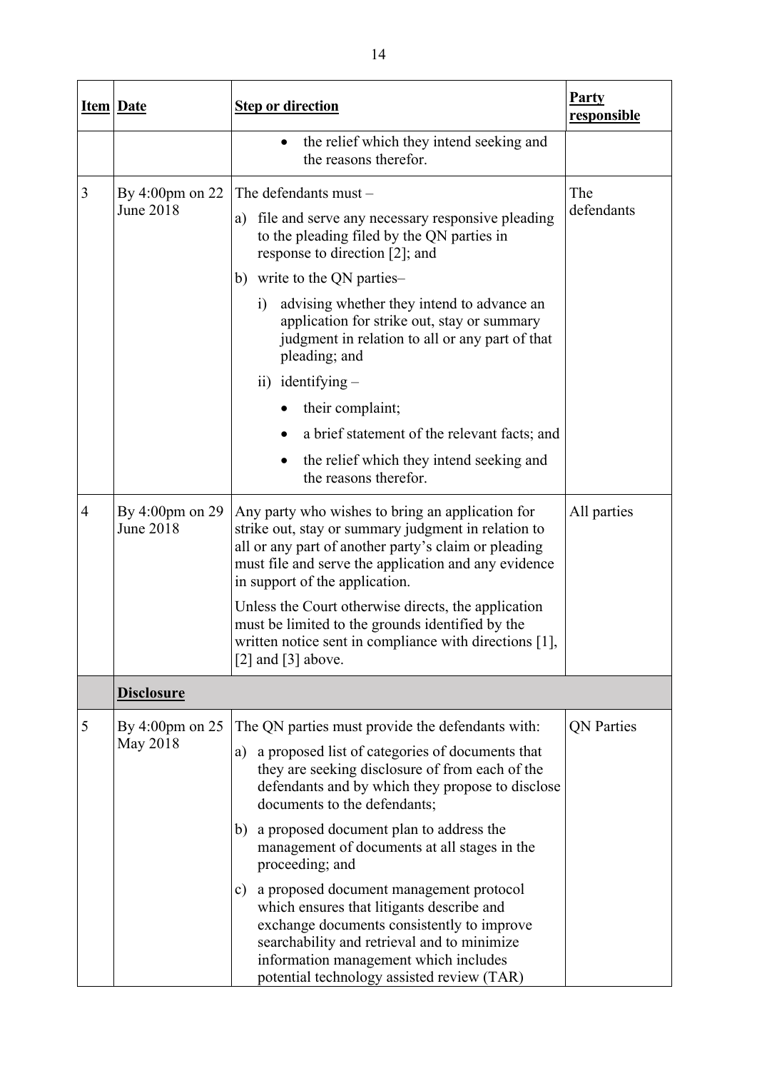| Item | Date | Step or direction | Party responsible |
|---|---|---|---|
| | | • the relief which they intend seeking and the reasons therefor. | |
| 3 | By 4:00pm on 22 June 2018 | The defendants must –<br>a) file and serve any necessary responsive pleading to the pleading filed by the QN parties in response to direction [2]; and<br>b) write to the QN parties–<br>i) advising whether they intend to advance an application for strike out, stay or summary judgment in relation to all or any part of that pleading; and<br>ii) identifying –<br>• their complaint;<br>• a brief statement of the relevant facts; and<br>• the relief which they intend seeking and the reasons therefor. | The defendants |
| 4 | By 4:00pm on 29 June 2018 | Any party who wishes to bring an application for strike out, stay or summary judgment in relation to all or any part of another party's claim or pleading must file and serve the application and any evidence in support of the application.<br>Unless the Court otherwise directs, the application must be limited to the grounds identified by the written notice sent in compliance with directions [1], [2] and [3] above. | All parties |
| | **Disclosure** | | |
| 5 | By 4:00pm on 25 May 2018 | The QN parties must provide the defendants with:<br>a) a proposed list of categories of documents that they are seeking disclosure of from each of the defendants and by which they propose to disclose documents to the defendants;<br>b) a proposed document plan to address the management of documents at all stages in the proceeding; and<br>c) a proposed document management protocol which ensures that litigants describe and exchange documents consistently to improve searchability and retrieval and to minimize information management which includes potential technology assisted review (TAR) | QN Parties |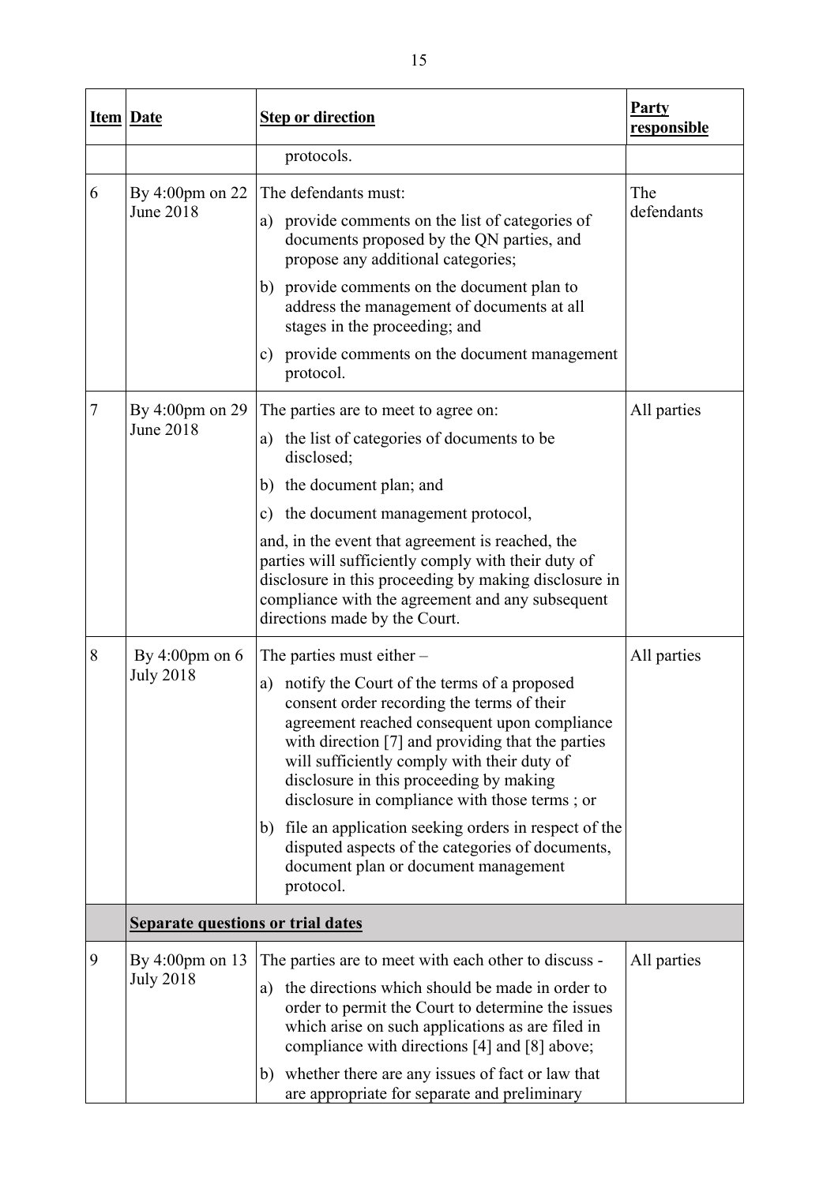| Item | Date | Step or direction | Party responsible |
|---|---|---|---|
| | | protocols. | |
| 6 | By 4:00pm on 22 June 2018 | The defendants must:<br>a) provide comments on the list of categories of documents proposed by the QN parties, and propose any additional categories;<br>b) provide comments on the document plan to address the management of documents at all stages in the proceeding; and<br>c) provide comments on the document management protocol. | The defendants |
| 7 | By 4:00pm on 29 June 2018 | The parties are to meet to agree on:<br>a) the list of categories of documents to be disclosed;<br>b) the document plan; and<br>c) the document management protocol,<br>and, in the event that agreement is reached, the parties will sufficiently comply with their duty of disclosure in this proceeding by making disclosure in compliance with the agreement and any subsequent directions made by the Court. | All parties |
| 8 | By 4:00pm on 6 July 2018 | The parties must either –<br>a) notify the Court of the terms of a proposed consent order recording the terms of their agreement reached consequent upon compliance with direction [7] and providing that the parties will sufficiently comply with their duty of disclosure in this proceeding by making disclosure in compliance with those terms ; or<br>b) file an application seeking orders in respect of the disputed aspects of the categories of documents, document plan or document management protocol. | All parties |
| | **Separate questions or trial dates** | | |
| 9 | By 4:00pm on 13 July 2018 | The parties are to meet with each other to discuss -<br>a) the directions which should be made in order to order to permit the Court to determine the issues which arise on such applications as are filed in compliance with directions [4] and [8] above;<br>b) whether there are any issues of fact or law that are appropriate for separate and preliminary | All parties |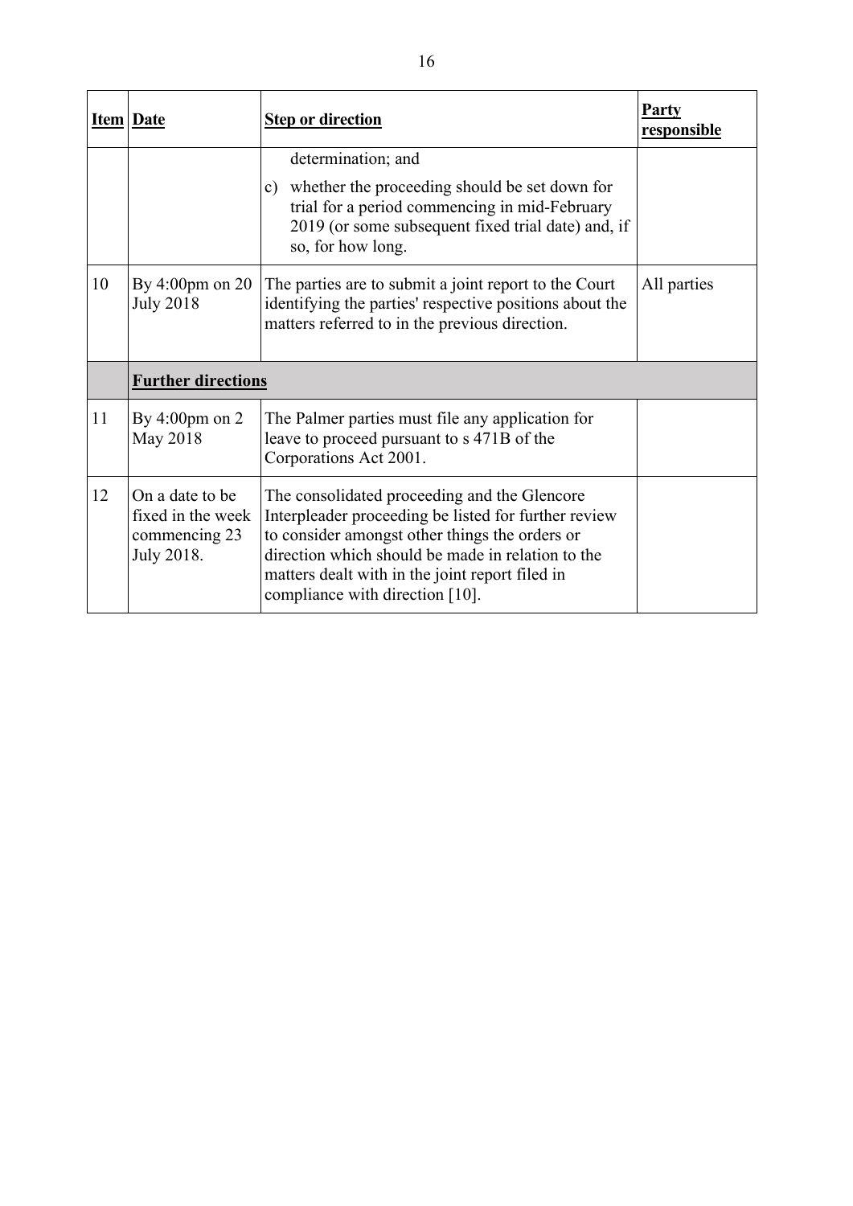| Item | Date | Step or direction | Party responsible |
|---|---|---|---|
| | | determination; and<br><br>c) whether the proceeding should be set down for trial for a period commencing in mid-February 2019 (or some subsequent fixed trial date) and, if so, for how long. | |
| 10 | By 4:00pm on 20 July 2018 | The parties are to submit a joint report to the Court identifying the parties' respective positions about the matters referred to in the previous direction. | All parties |
| | **Further directions** | | |
| 11 | By 4:00pm on 2 May 2018 | The Palmer parties must file any application for leave to proceed pursuant to s 471B of the Corporations Act 2001. | |
| 12 | On a date to be fixed in the week commencing 23 July 2018. | The consolidated proceeding and the Glencore Interpleader proceeding be listed for further review to consider amongst other things the orders or direction which should be made in relation to the matters dealt with in the joint report filed in compliance with direction [10]. | |